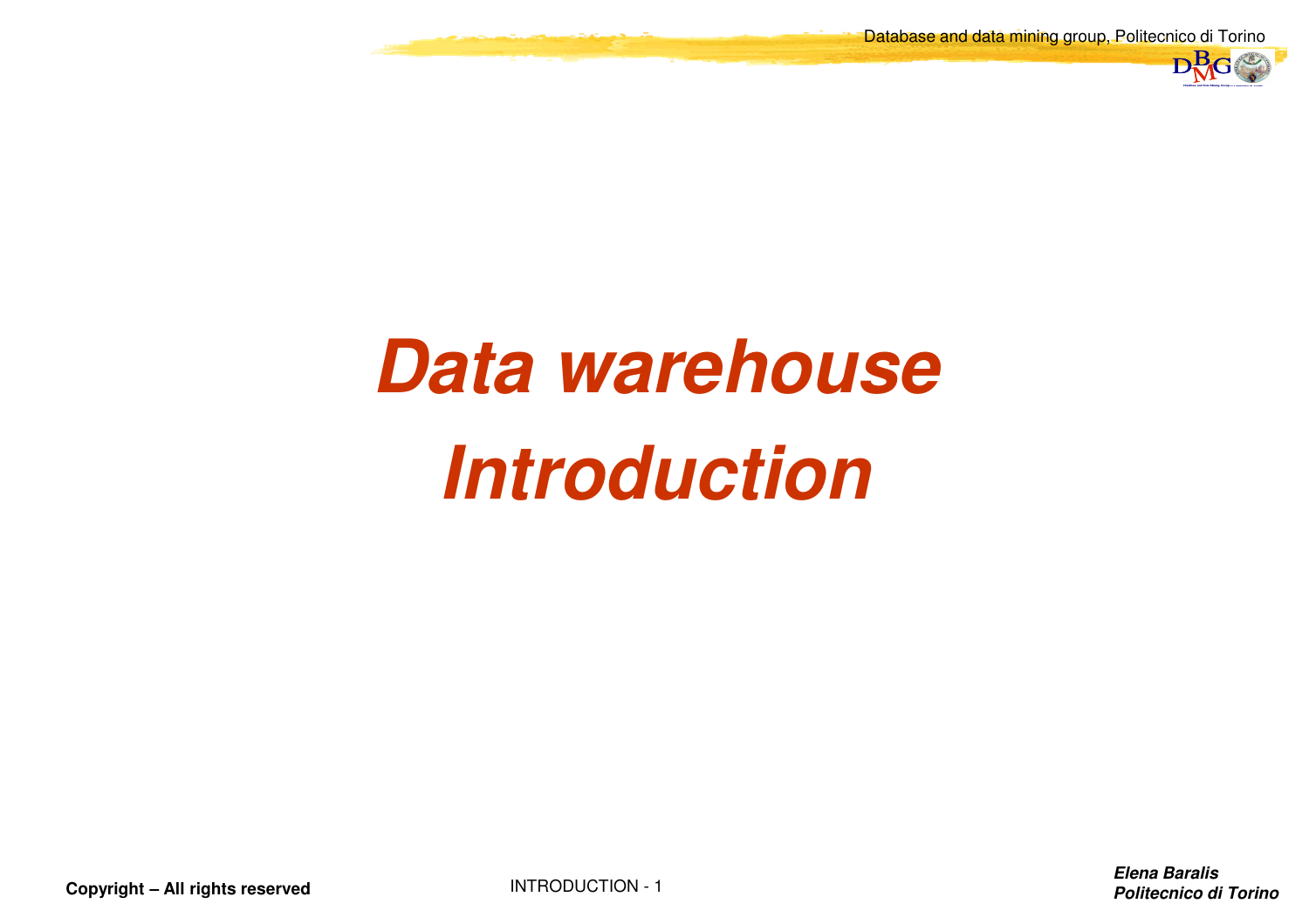# Data warehouse Introduction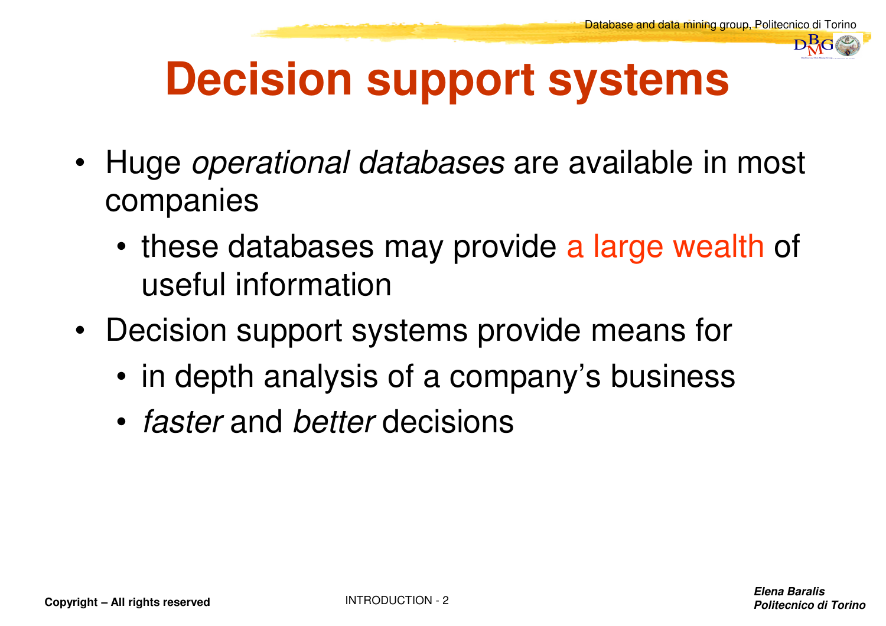# Decision support systems

- Huge *operational databases* are available in most companies
  - these databases may provide a large wealth of useful information
- Decision support systems provide means for
  - in depth analysis of a company's business
  - *faster* and *better* decisions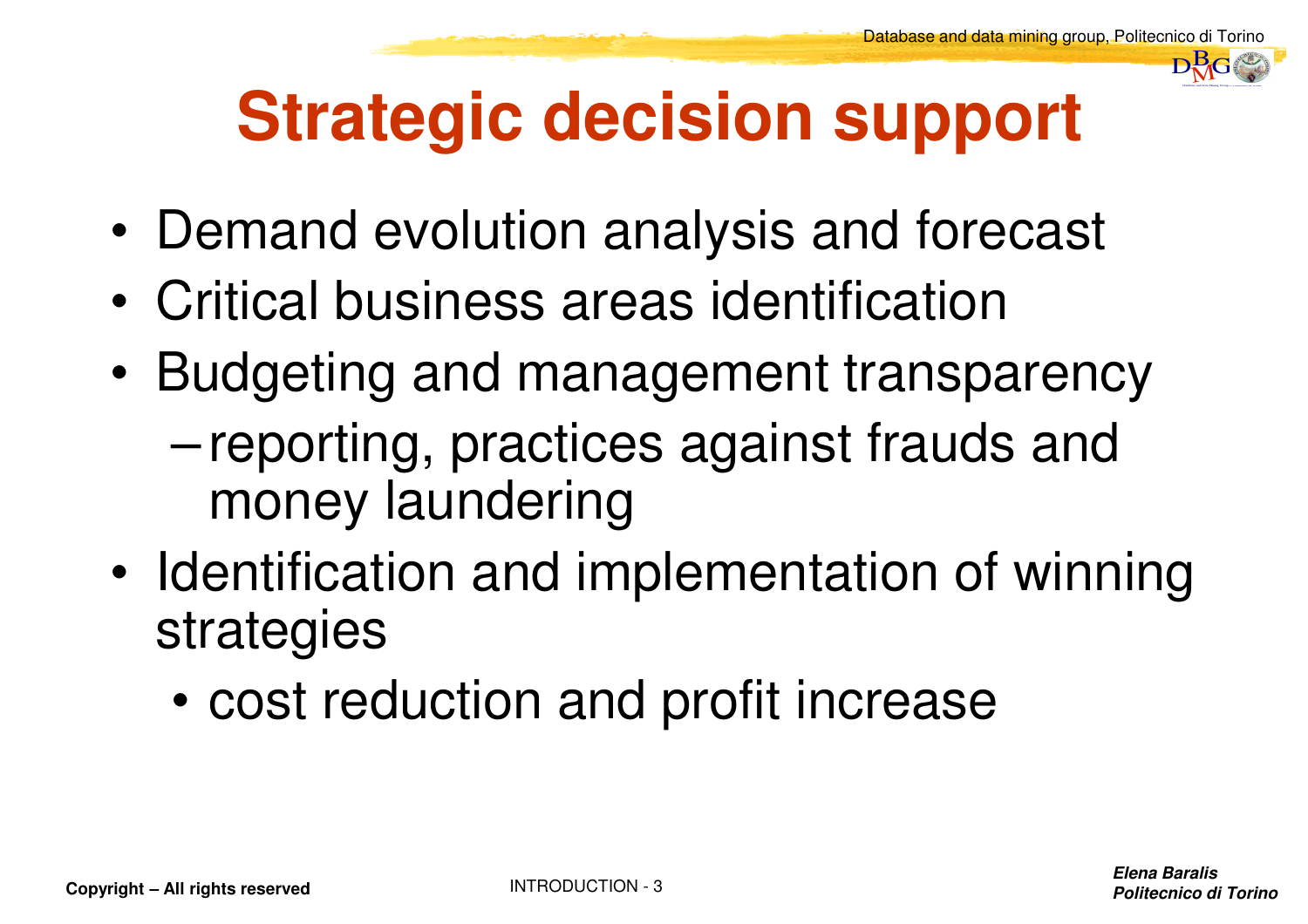# Strategic decision support

- Demand evolution analysis and forecast
- Critical business areas identification
- Budgeting and management transparency
  - reporting, practices against frauds and money laundering
- Identification and implementation of winning strategies
  - cost reduction and profit increase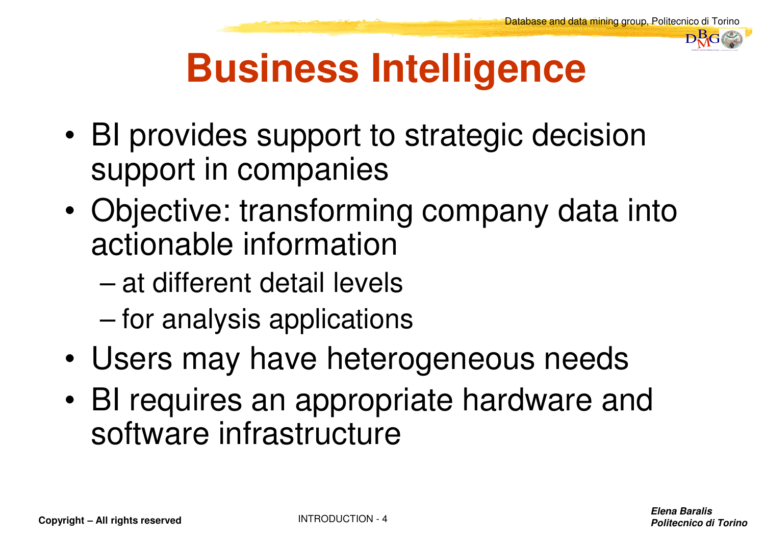# Business Intelligence

- BI provides support to strategic decision support in companies
- Objective: transforming company data into actionable information
  - at different detail levels
  - for analysis applications
- Users may have heterogeneous needs
- BI requires an appropriate hardware and software infrastructure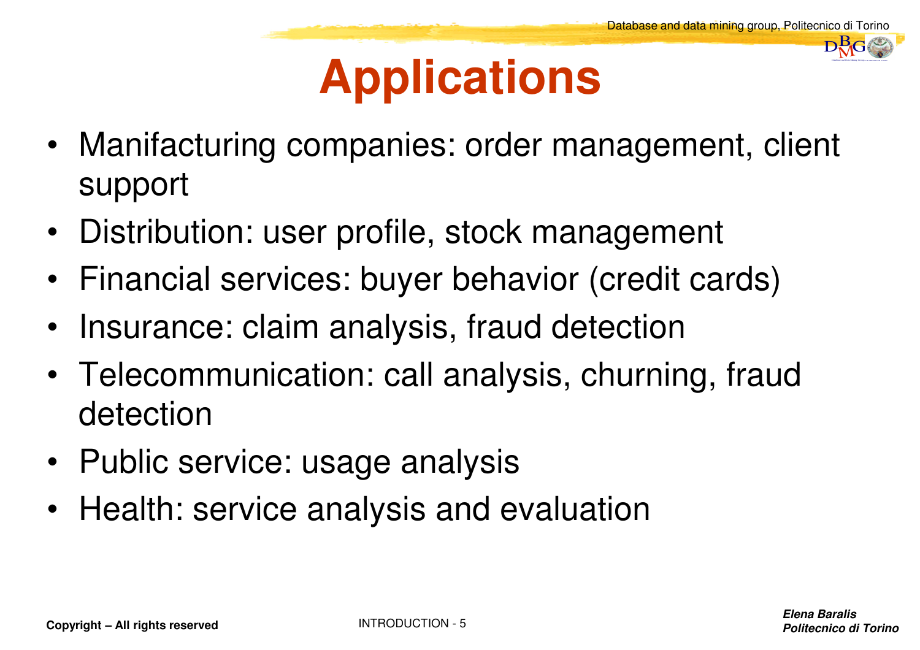# Applications

- Manifacturing companies: order management, client support
- Distribution: user profile, stock management
- Financial services: buyer behavior (credit cards)
- Insurance: claim analysis, fraud detection
- Telecommunication: call analysis, churning, fraud detection
- Public service: usage analysis
- Health: service analysis and evaluation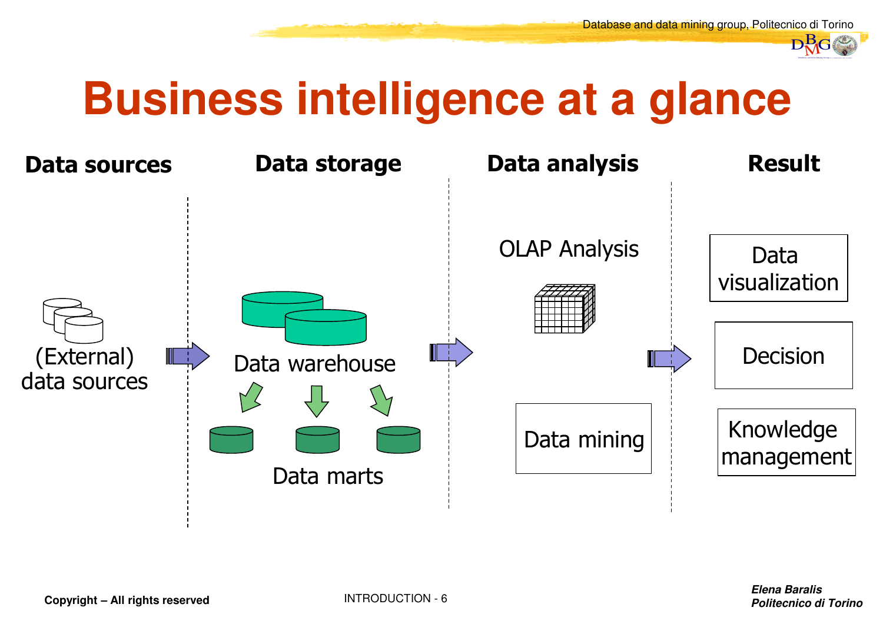# Business intelligence at a glance

| Data sources | Data storage | Data analysis | Result |
| --- | --- | --- | --- |
| (External) data sources | Data warehouse<br>Data marts | OLAP Analysis<br>Data mining | Data visualization<br>Decision<br>Knowledge management |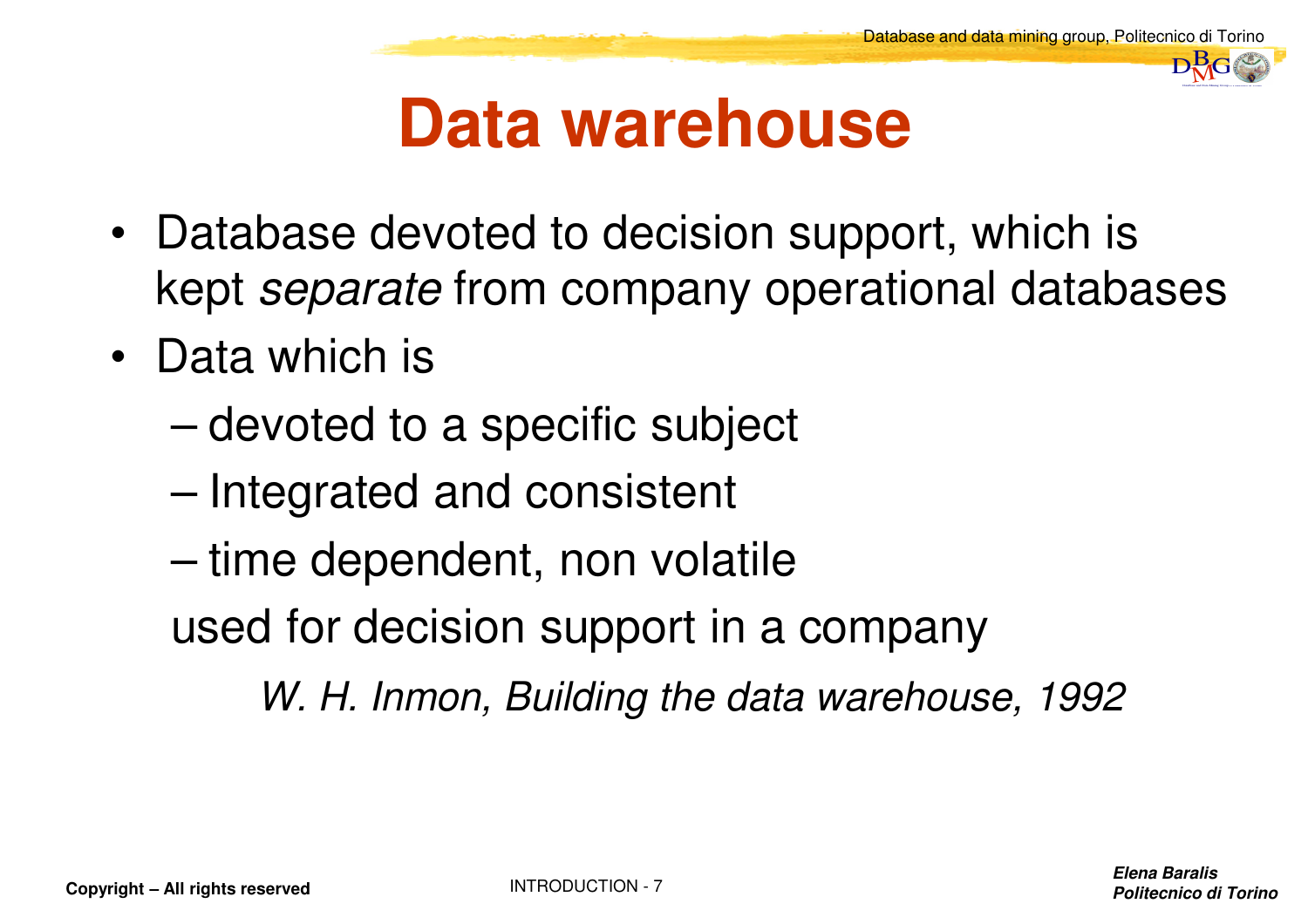# Data warehouse

- Database devoted to decision support, which is kept *separate* from company operational databases
- Data which is
  - devoted to a specific subject
  - Integrated and consistent
  - time dependent, non volatile

  used for decision support in a company

  *W. H. Inmon, Building the data warehouse, 1992*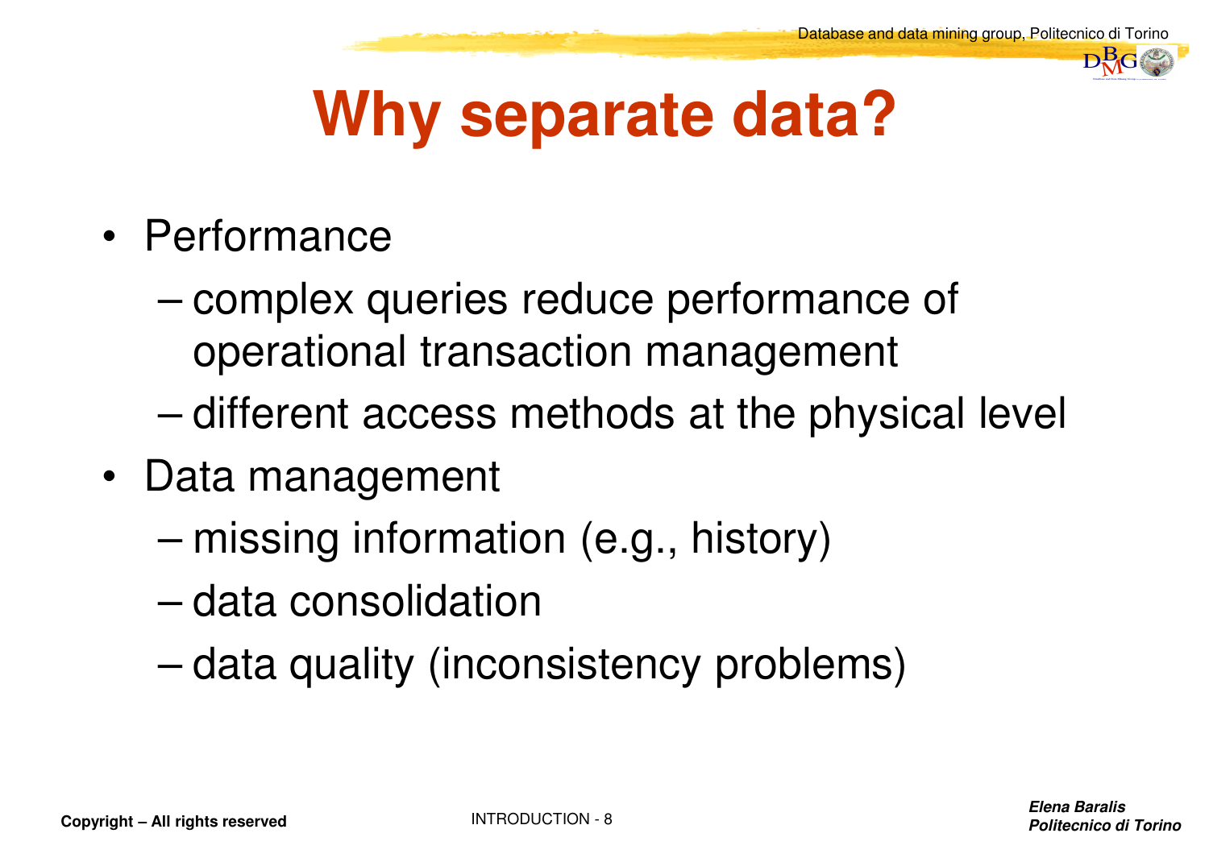# Why separate data?

- Performance
  - complex queries reduce performance of operational transaction management
  - different access methods at the physical level
- Data management
  - missing information (e.g., history)
  - data consolidation
  - data quality (inconsistency problems)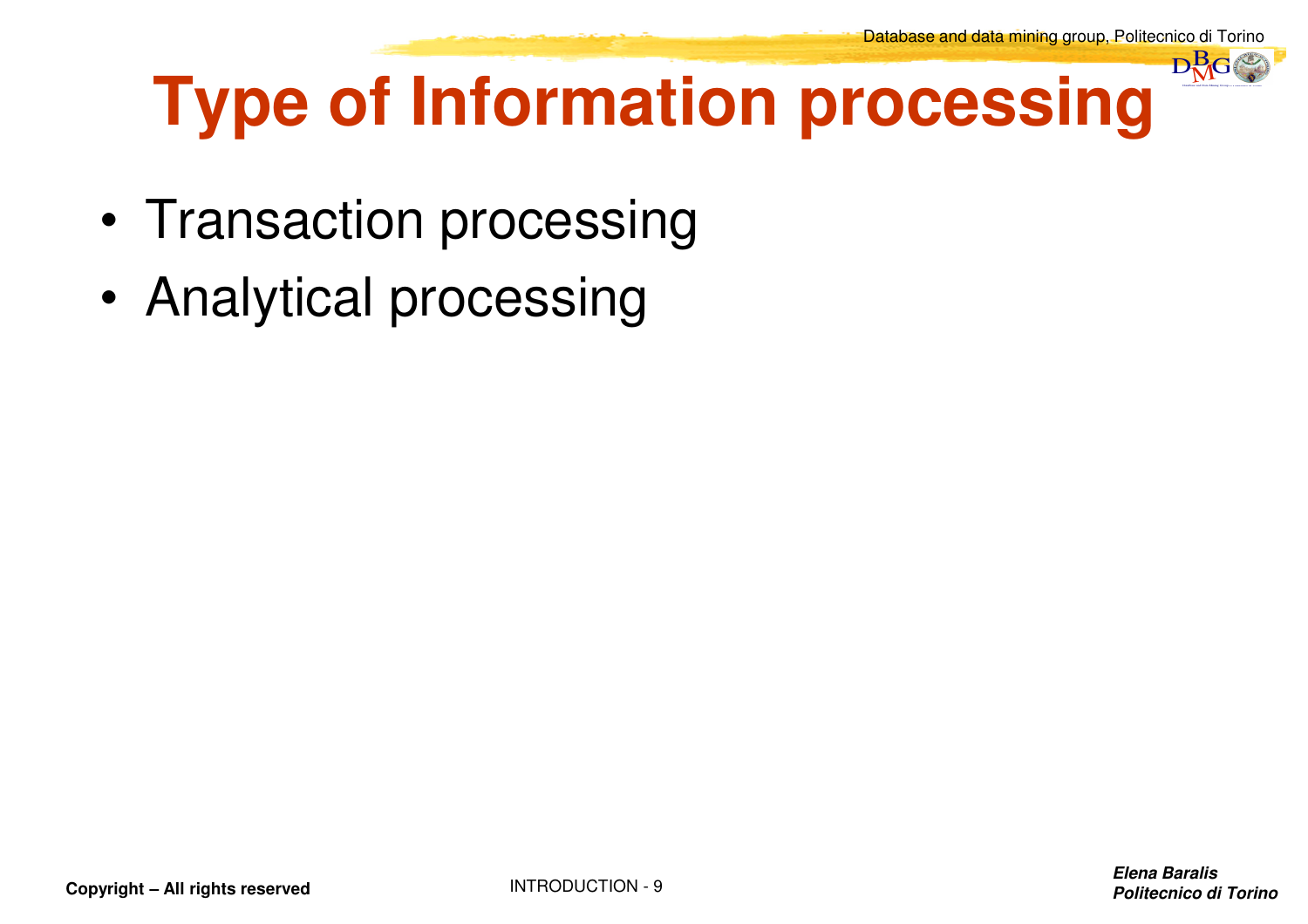# Type of Information processing

- Transaction processing
- Analytical processing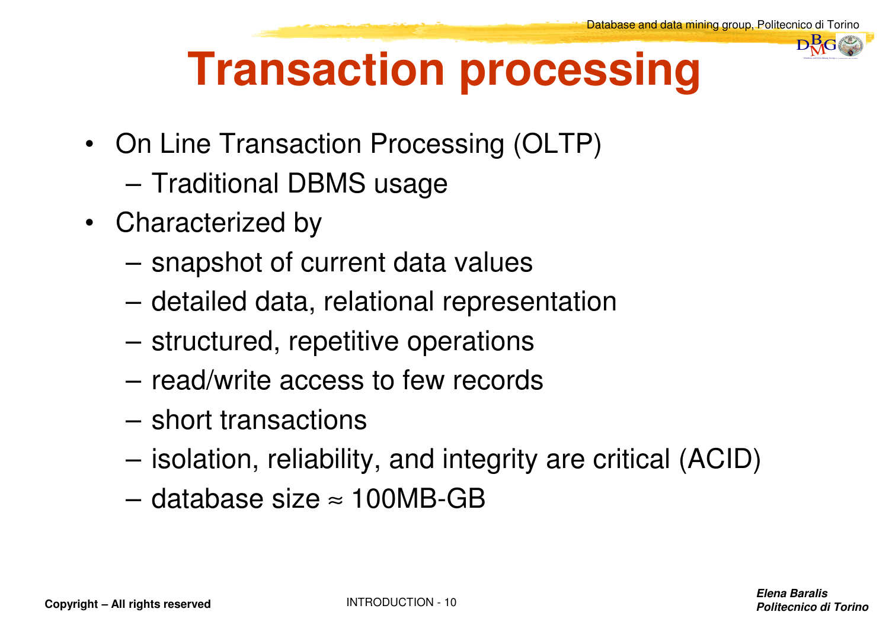# Transaction processing

- On Line Transaction Processing (OLTP)
  - Traditional DBMS usage
- Characterized by
  - snapshot of current data values
  - detailed data, relational representation
  - structured, repetitive operations
  - read/write access to few records
  - short transactions
  - isolation, reliability, and integrity are critical (ACID)
  - database size ≈ 100MB-GB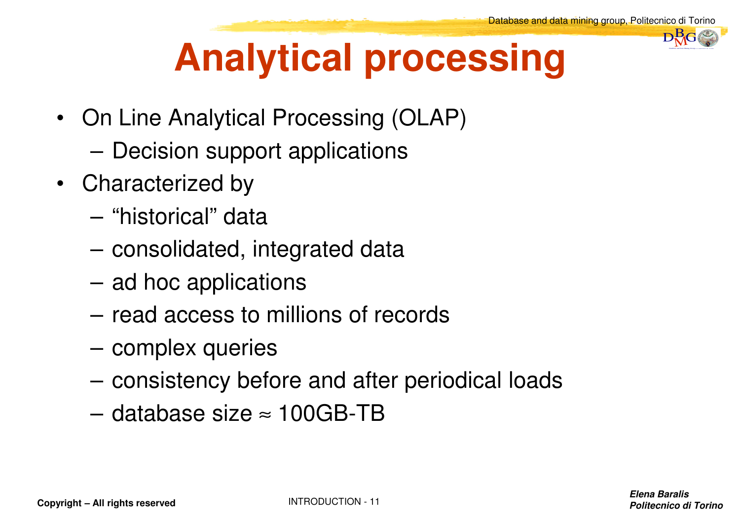# Analytical processing

- On Line Analytical Processing (OLAP)
  - Decision support applications
- Characterized by
  - “historical” data
  - consolidated, integrated data
  - ad hoc applications
  - read access to millions of records
  - complex queries
  - consistency before and after periodical loads
  - database size ≈ 100GB-TB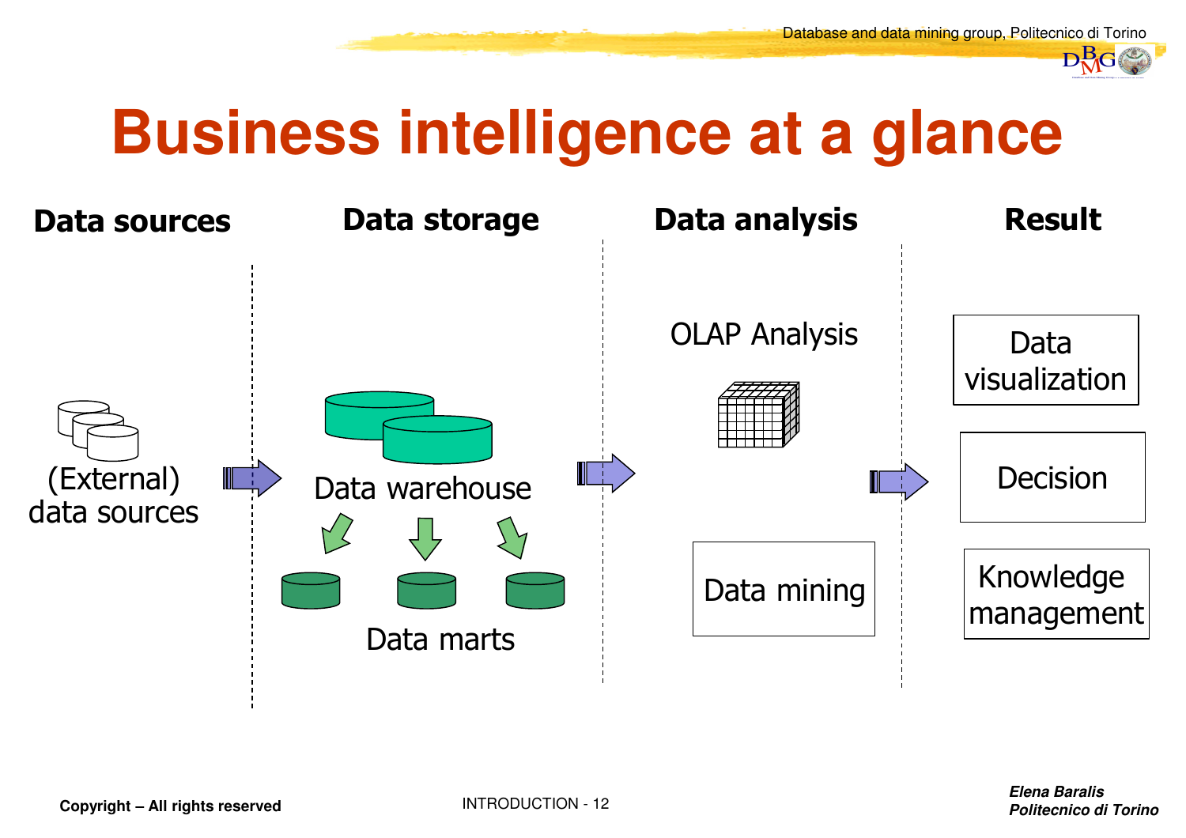# Business intelligence at a glance

| Data sources | Data storage | Data analysis | Result |
|---|---|---|---|
| (External) data sources | Data warehouse → Data marts | OLAP Analysis | Data visualization |
| | | Data mining | Decision |
| | | | Knowledge management |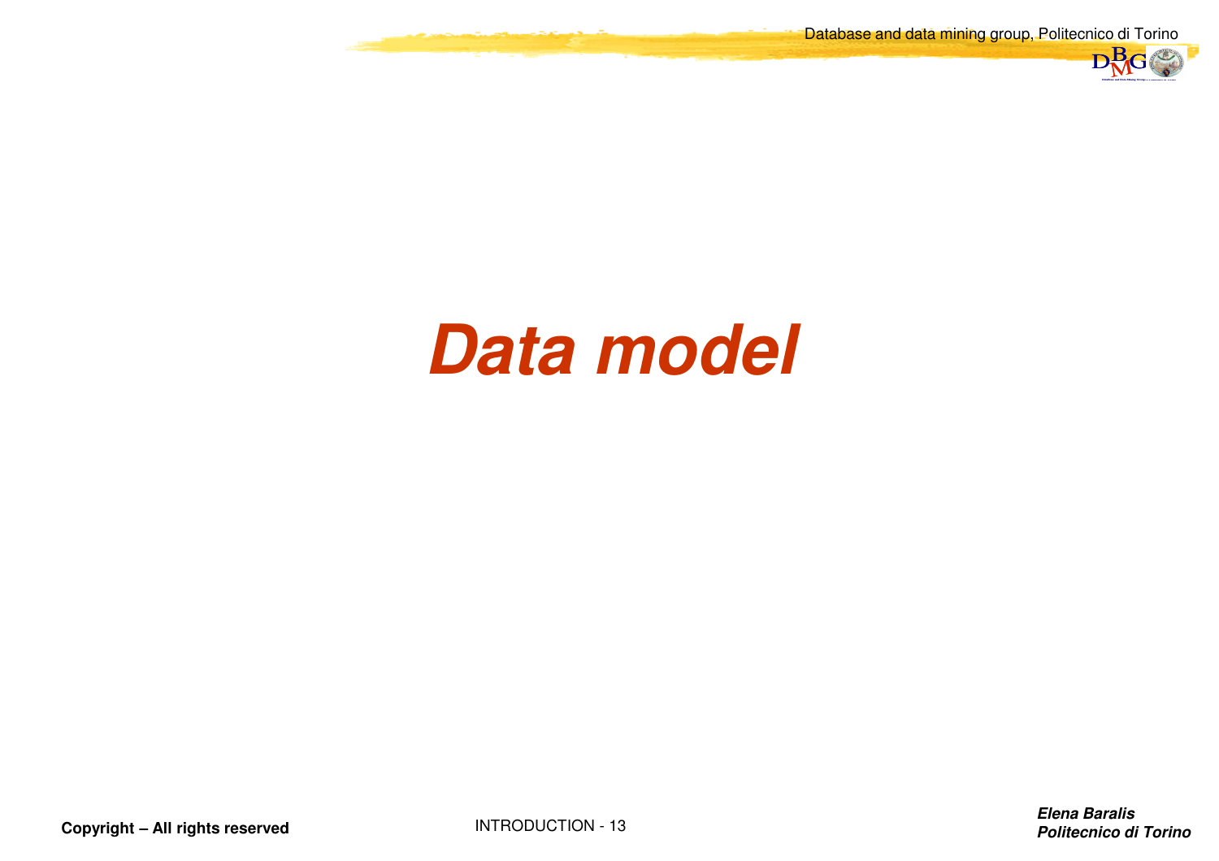# *Data model*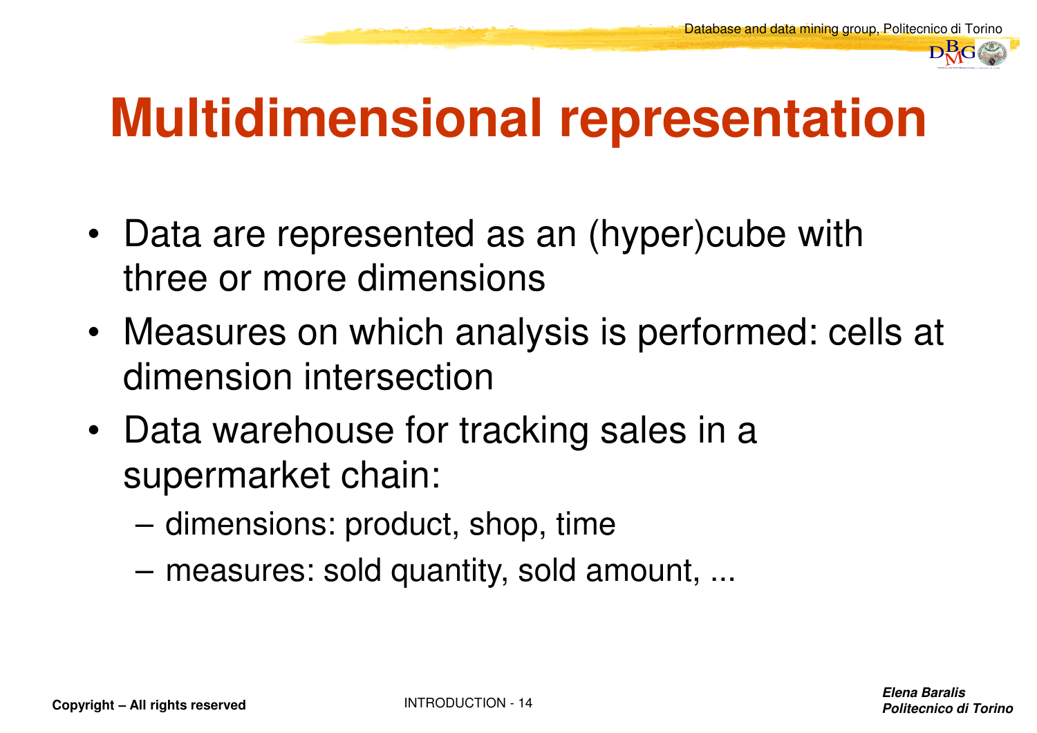# Multidimensional representation

- Data are represented as an (hyper)cube with three or more dimensions
- Measures on which analysis is performed: cells at dimension intersection
- Data warehouse for tracking sales in a supermarket chain:
  - dimensions: product, shop, time
  - measures: sold quantity, sold amount, ...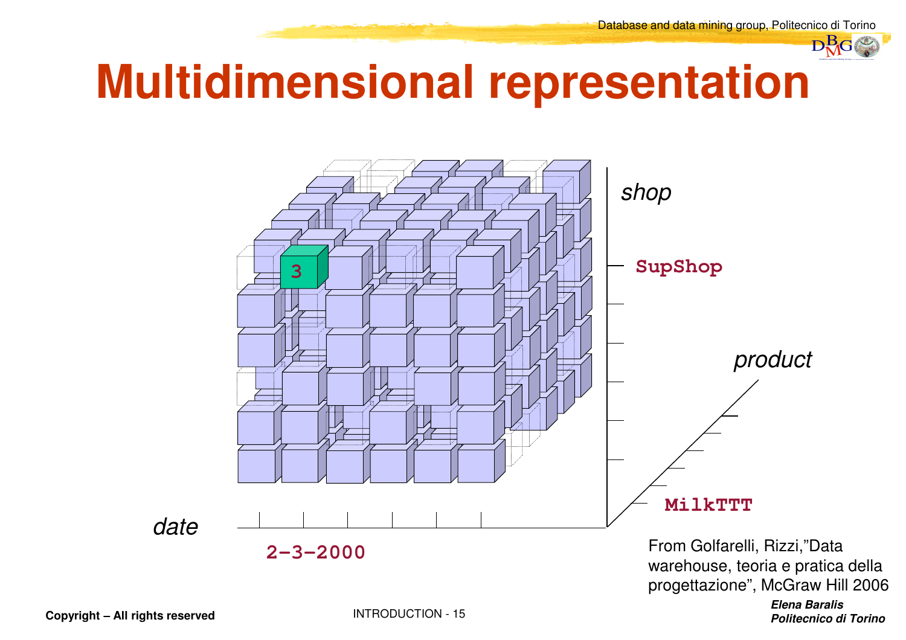# Multidimensional representation

shop

SupShop

product

MilkTTT

date

2-3-2000

3

From Golfarelli, Rizzi,"Data warehouse, teoria e pratica della progettazione", McGraw Hill 2006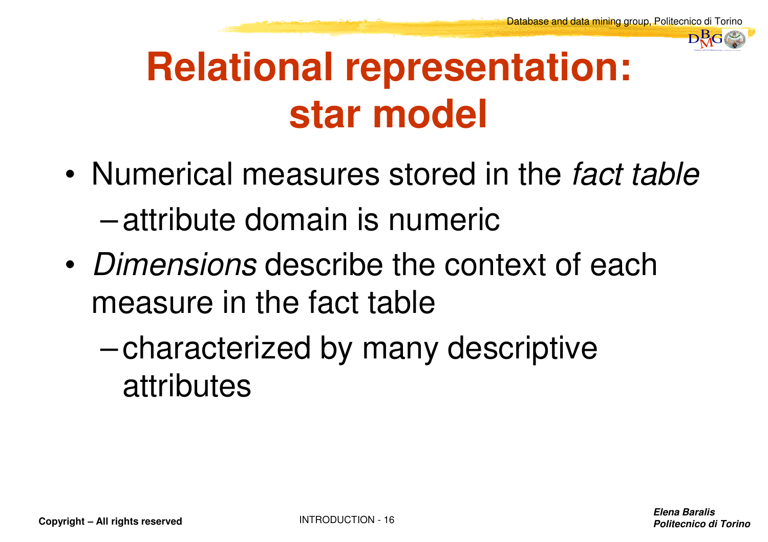# Relational representation: star model

- Numerical measures stored in the *fact table*
  - attribute domain is numeric
- *Dimensions* describe the context of each measure in the fact table
  - characterized by many descriptive attributes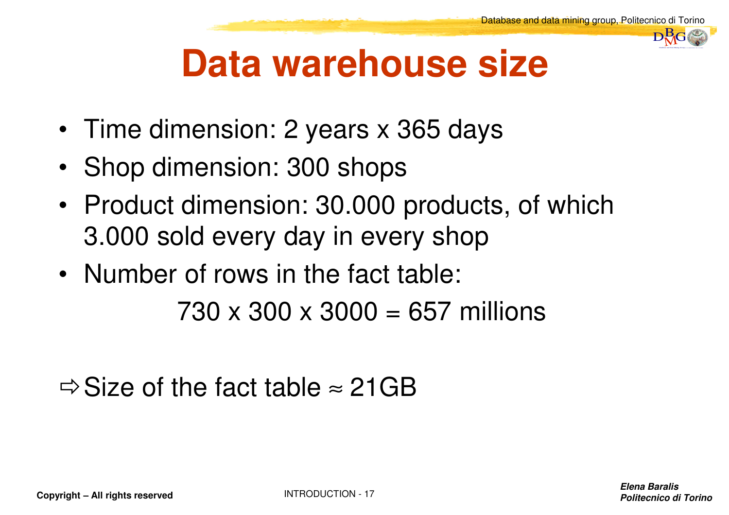# Data warehouse size

- Time dimension: 2 years x 365 days
- Shop dimension: 300 shops
- Product dimension: 30.000 products, of which 3.000 sold every day in every shop
- Number of rows in the fact table:

$$730 \times 300 \times 3000 = 657 \text{ millions}$$

⇨ Size of the fact table ≈ 21GB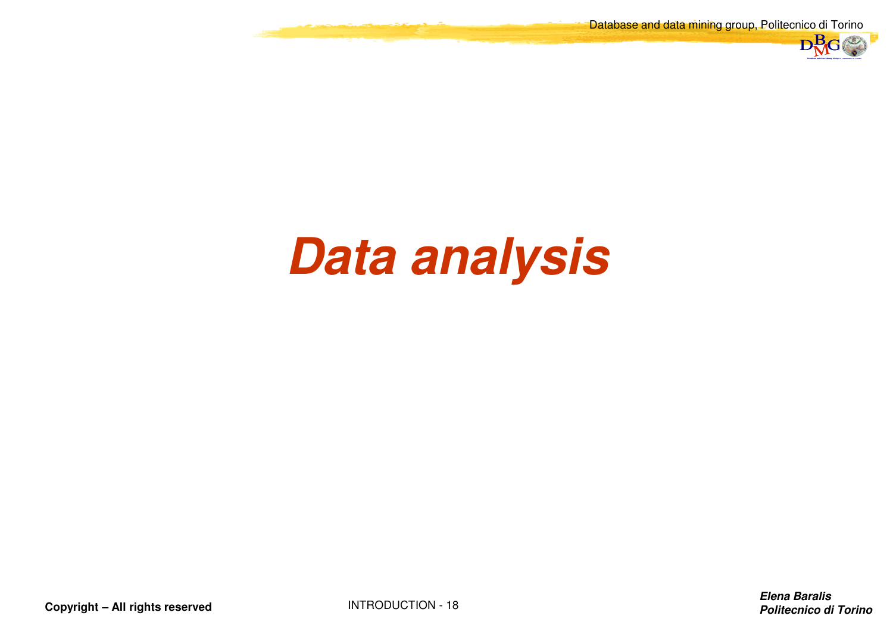# Data analysis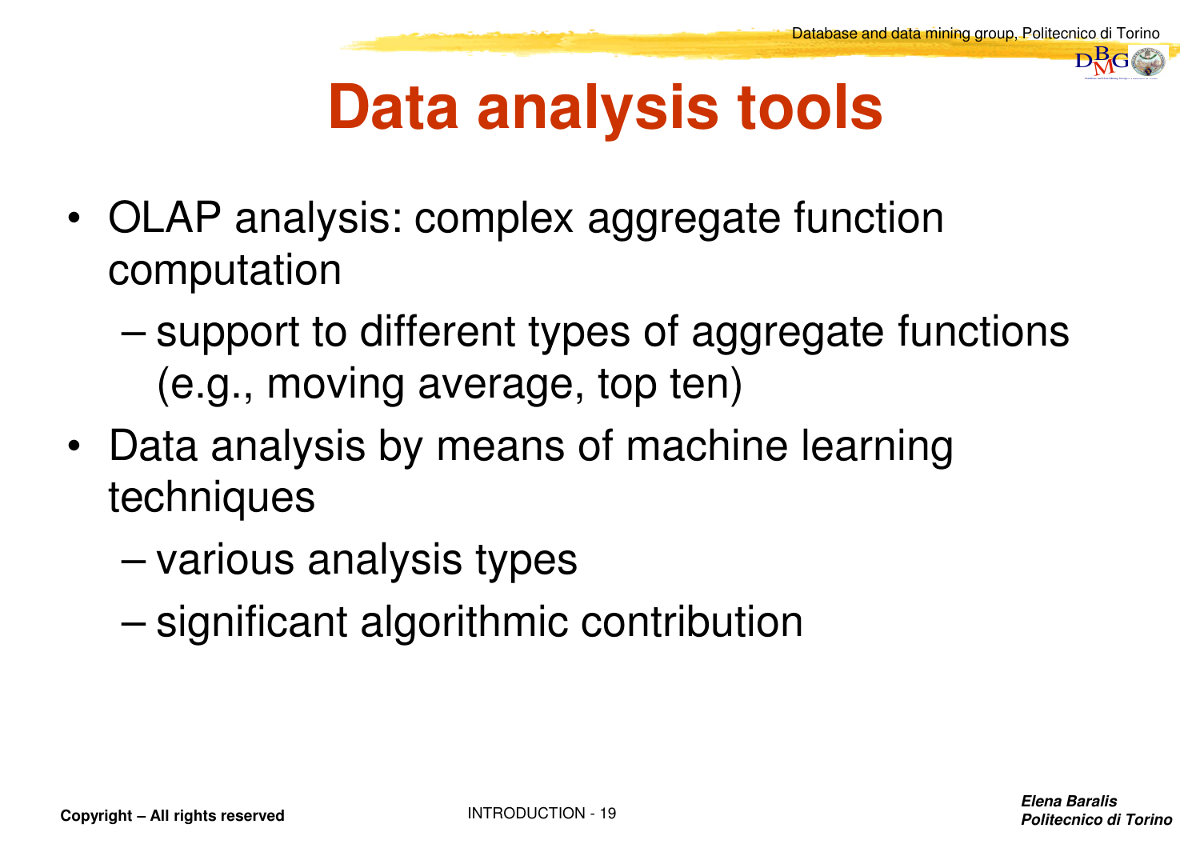# Data analysis tools

- OLAP analysis: complex aggregate function computation
  - support to different types of aggregate functions (e.g., moving average, top ten)
- Data analysis by means of machine learning techniques
  - various analysis types
  - significant algorithmic contribution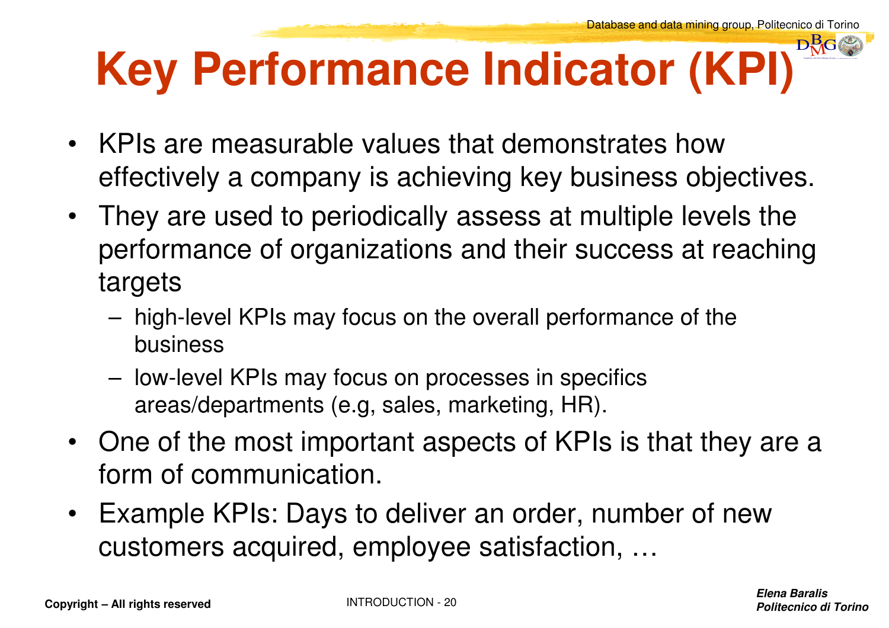# Key Performance Indicator (KPI)

- KPIs are measurable values that demonstrates how effectively a company is achieving key business objectives.
- They are used to periodically assess at multiple levels the performance of organizations and their success at reaching targets
  - high-level KPIs may focus on the overall performance of the business
  - low-level KPIs may focus on processes in specifics areas/departments (e.g, sales, marketing, HR).
- One of the most important aspects of KPIs is that they are a form of communication.
- Example KPIs: Days to deliver an order, number of new customers acquired, employee satisfaction, …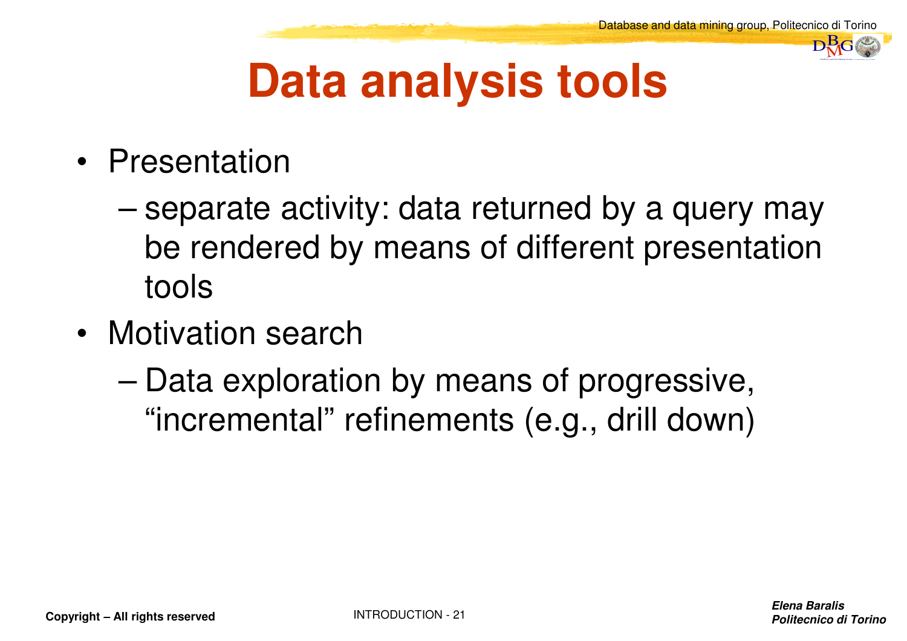# Data analysis tools

- Presentation
  - separate activity: data returned by a query may be rendered by means of different presentation tools
- Motivation search
  - Data exploration by means of progressive, “incremental” refinements (e.g., drill down)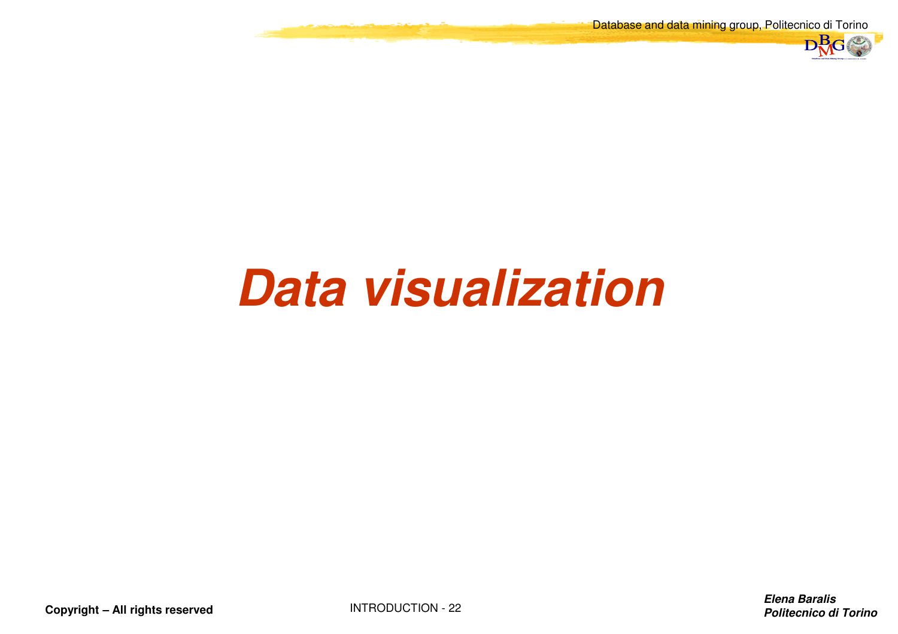# Data visualization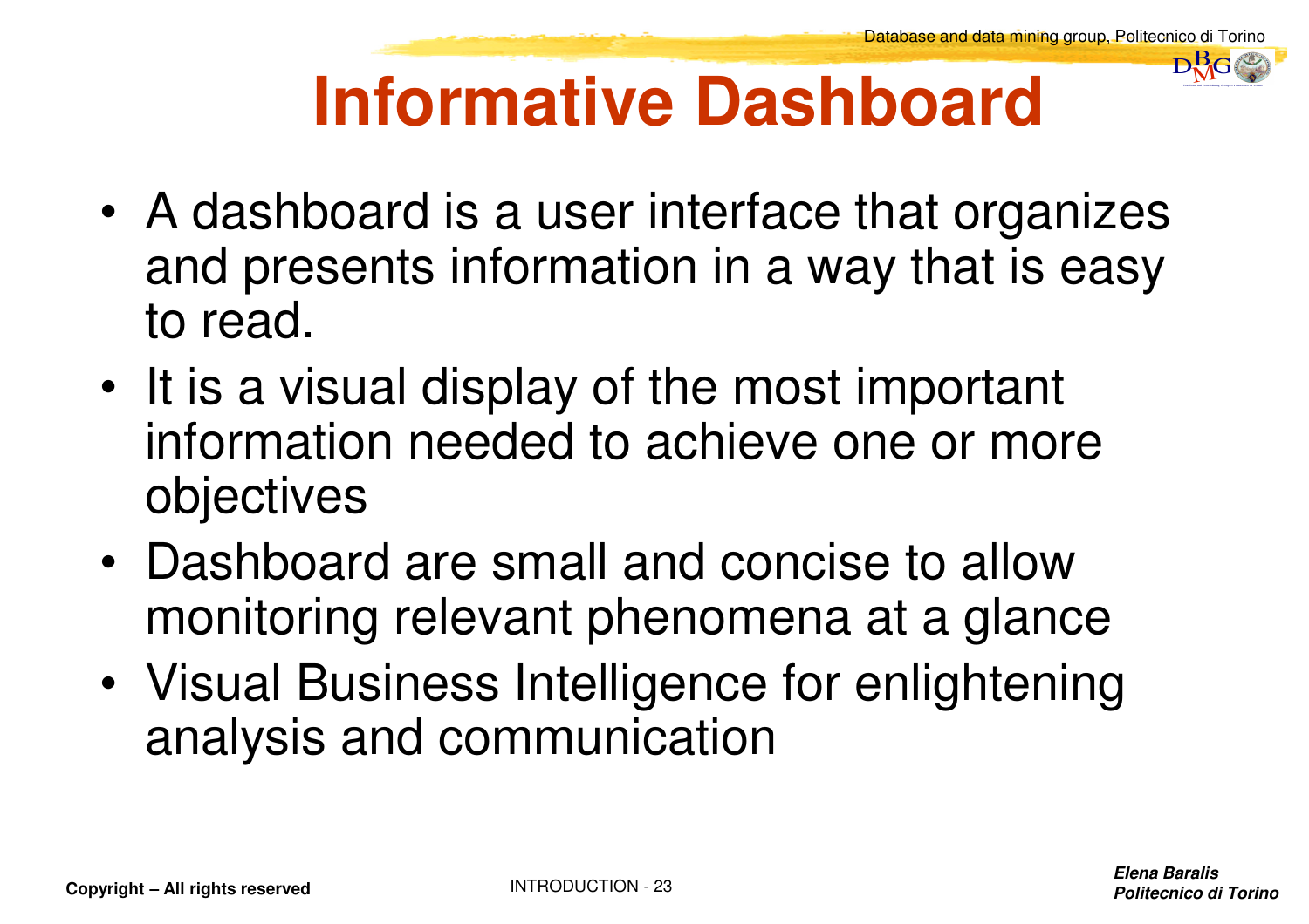# Informative Dashboard

- A dashboard is a user interface that organizes and presents information in a way that is easy to read.
- It is a visual display of the most important information needed to achieve one or more objectives
- Dashboard are small and concise to allow monitoring relevant phenomena at a glance
- Visual Business Intelligence for enlightening analysis and communication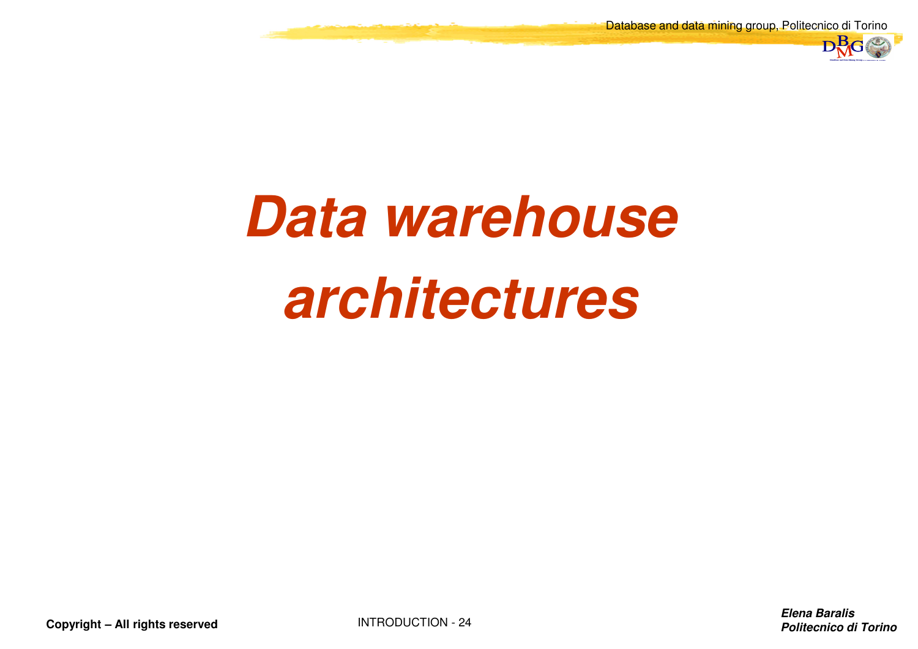# *Data warehouse architectures*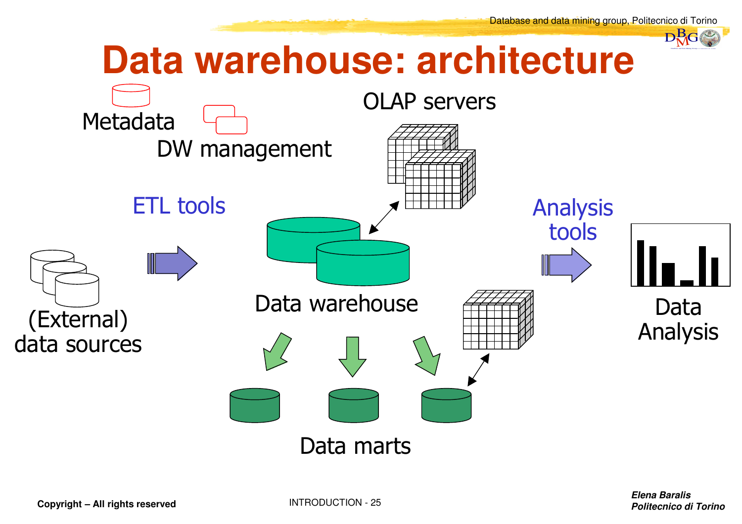# Data warehouse: architecture

Metadata

DW management

OLAP servers

ETL tools

Analysis tools

(External) data sources

Data warehouse

Data Analysis

Data marts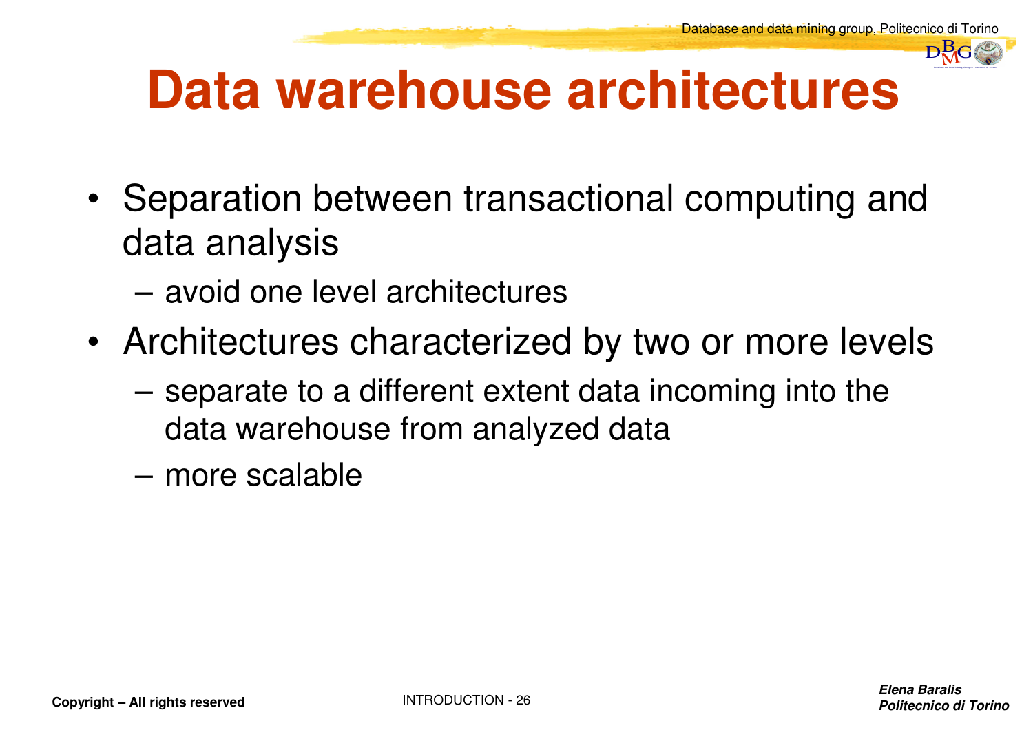# Data warehouse architectures

- Separation between transactional computing and data analysis
  - avoid one level architectures
- Architectures characterized by two or more levels
  - separate to a different extent data incoming into the data warehouse from analyzed data
  - more scalable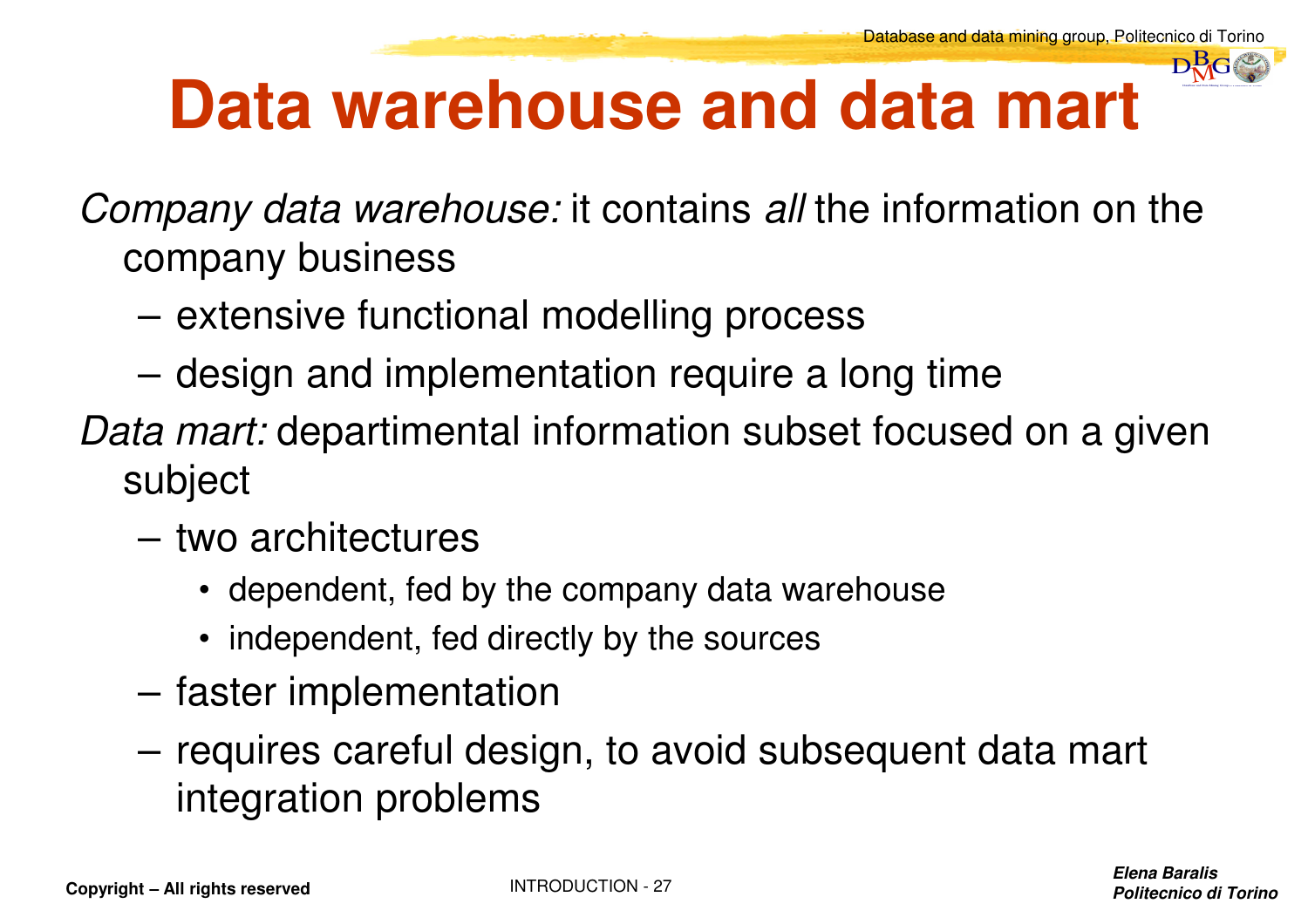# Data warehouse and data mart

*Company data warehouse:* it contains *all* the information on the company business

- extensive functional modelling process
- design and implementation require a long time

*Data mart:* departimental information subset focused on a given subject

- two architectures
  - dependent, fed by the company data warehouse
  - independent, fed directly by the sources
- faster implementation
- requires careful design, to avoid subsequent data mart integration problems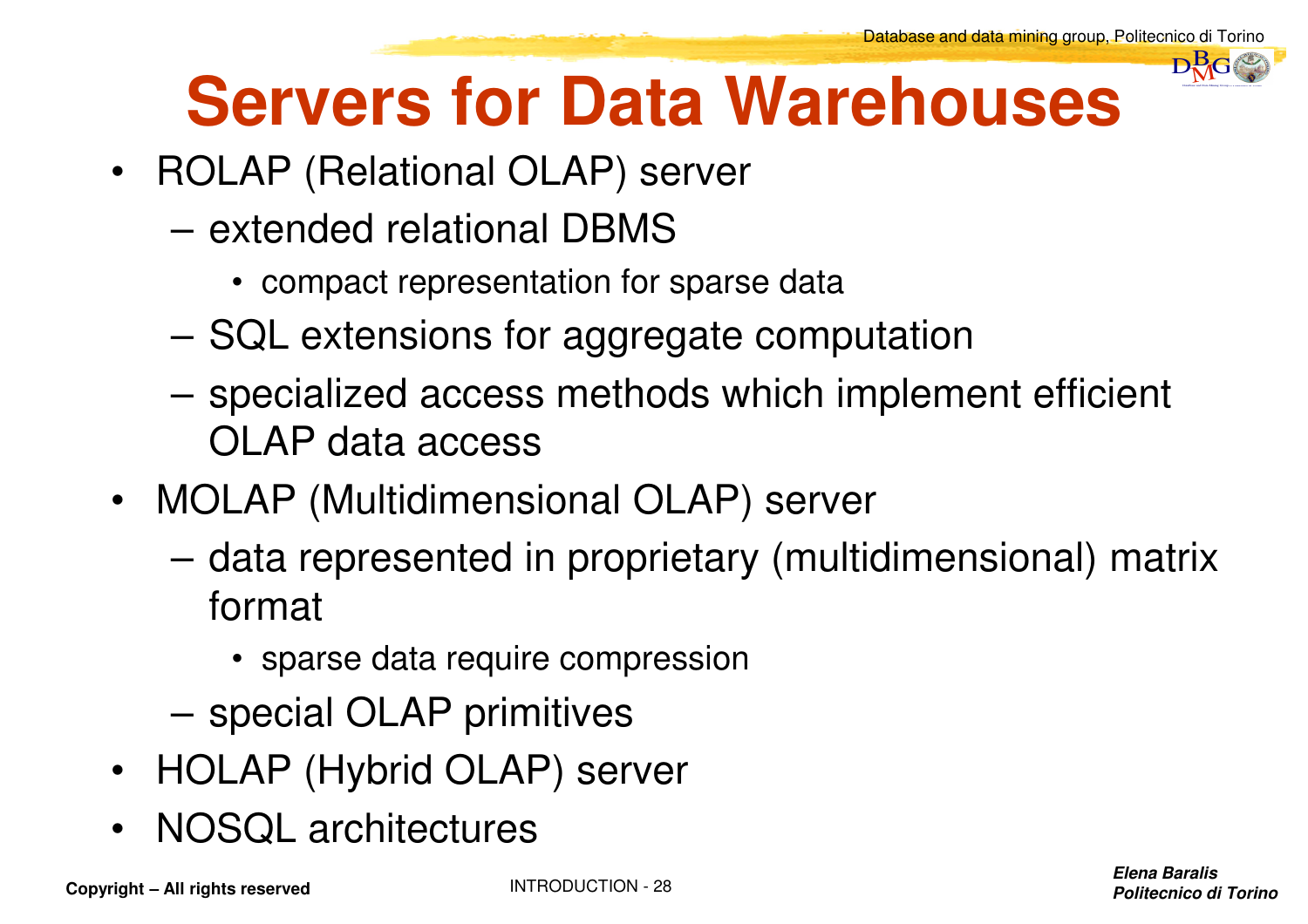# Servers for Data Warehouses

- ROLAP (Relational OLAP) server
  - extended relational DBMS
    - compact representation for sparse data
  - SQL extensions for aggregate computation
  - specialized access methods which implement efficient OLAP data access
- MOLAP (Multidimensional OLAP) server
  - data represented in proprietary (multidimensional) matrix format
    - sparse data require compression
  - special OLAP primitives
- HOLAP (Hybrid OLAP) server
- NOSQL architectures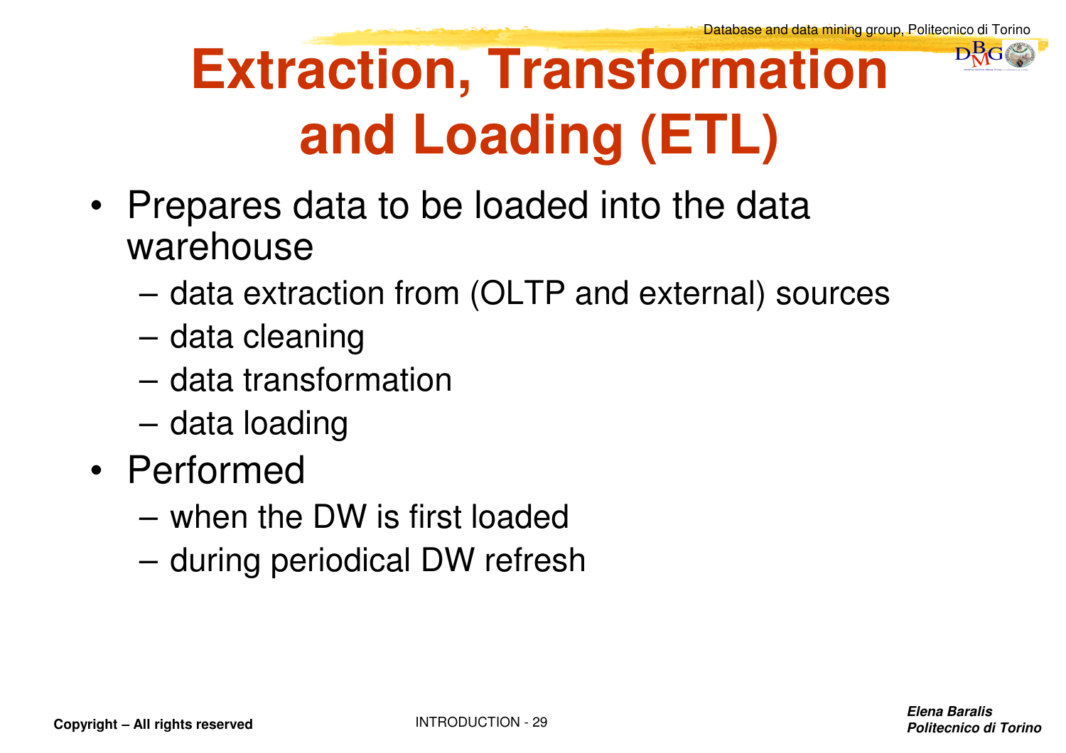# Extraction, Transformation and Loading (ETL)

- Prepares data to be loaded into the data warehouse
  - data extraction from (OLTP and external) sources
  - data cleaning
  - data transformation
  - data loading
- Performed
  - when the DW is first loaded
  - during periodical DW refresh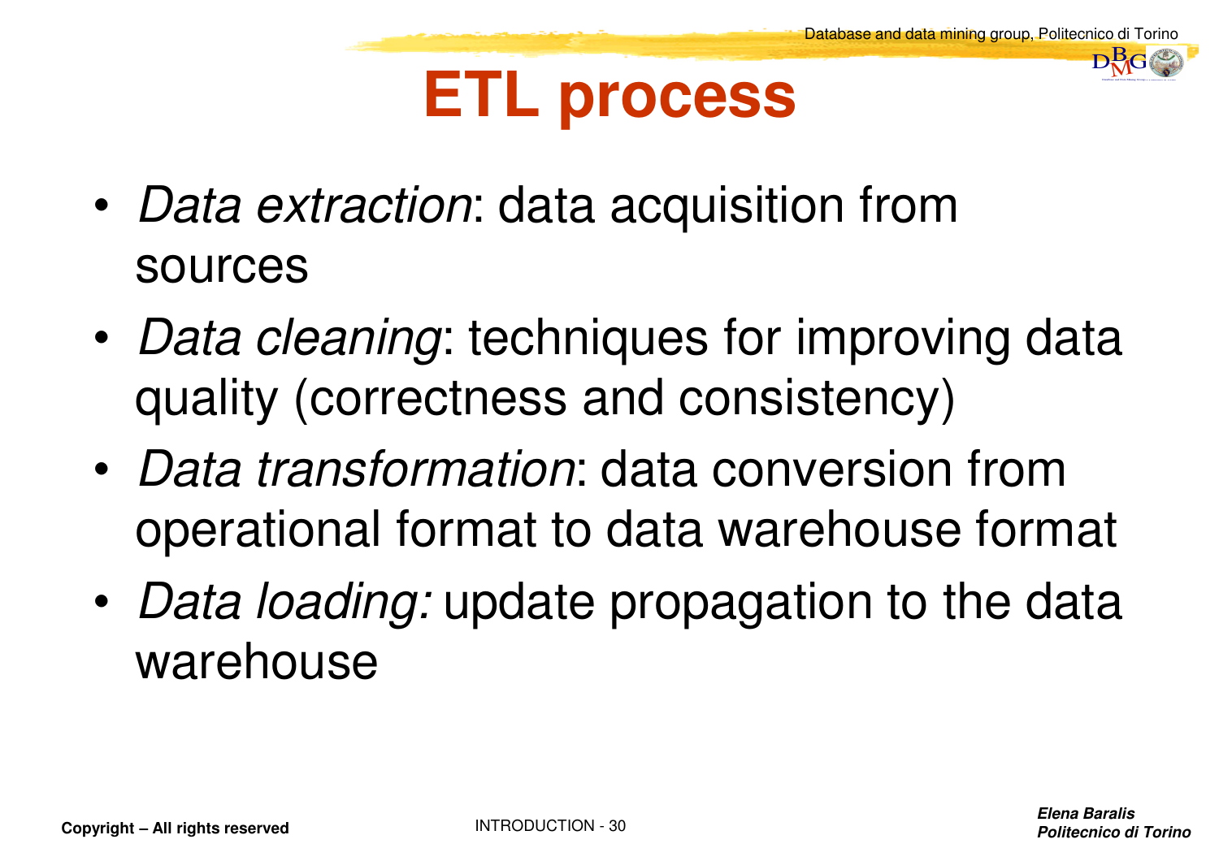# ETL process

- *Data extraction*: data acquisition from sources
- *Data cleaning*: techniques for improving data quality (correctness and consistency)
- *Data transformation*: data conversion from operational format to data warehouse format
- *Data loading:* update propagation to the data warehouse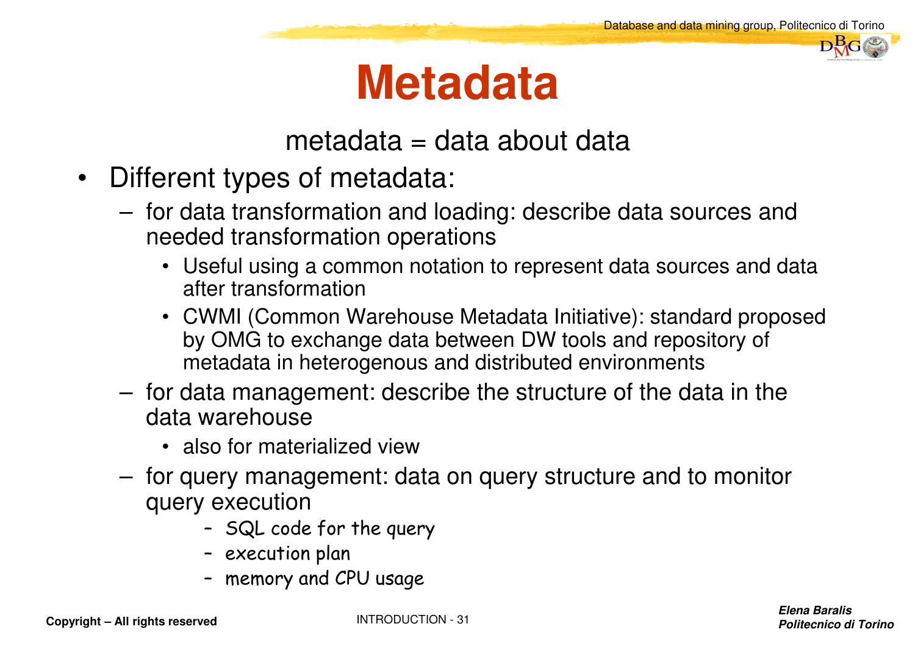# Metadata

metadata = data about data

- Different types of metadata:
  - for data transformation and loading: describe data sources and needed transformation operations
    - Useful using a common notation to represent data sources and data after transformation
    - CWMI (Common Warehouse Metadata Initiative): standard proposed by OMG to exchange data between DW tools and repository of metadata in heterogenous and distributed environments
  - for data management: describe the structure of the data in the data warehouse
    - also for materialized view
  - for query management: data on query structure and to monitor query execution
    - SQL code for the query
    - execution plan
    - memory and CPU usage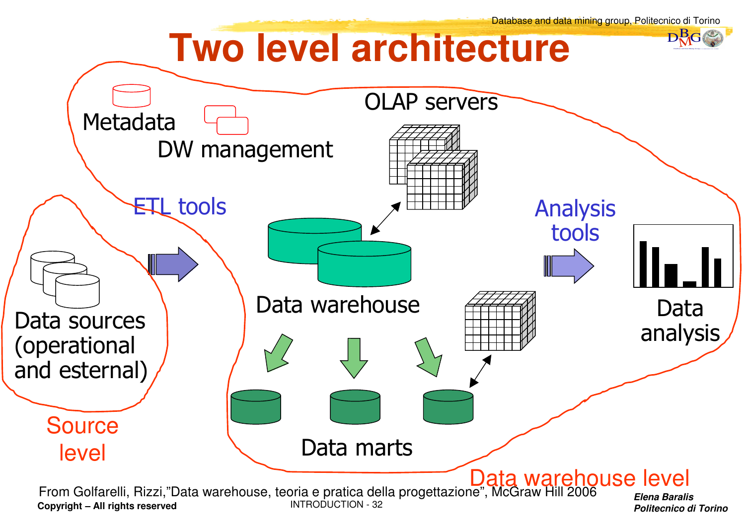# Two level architecture

Metadata

DW management

OLAP servers

ETL tools

Analysis tools

Data sources (operational and esternal)

Data warehouse

Data analysis

Data marts

Source level

Data warehouse level

From Golfarelli, Rizzi,"Data warehouse, teoria e pratica della progettazione", McGraw Hill 2006

**Copyright – All rights reserved**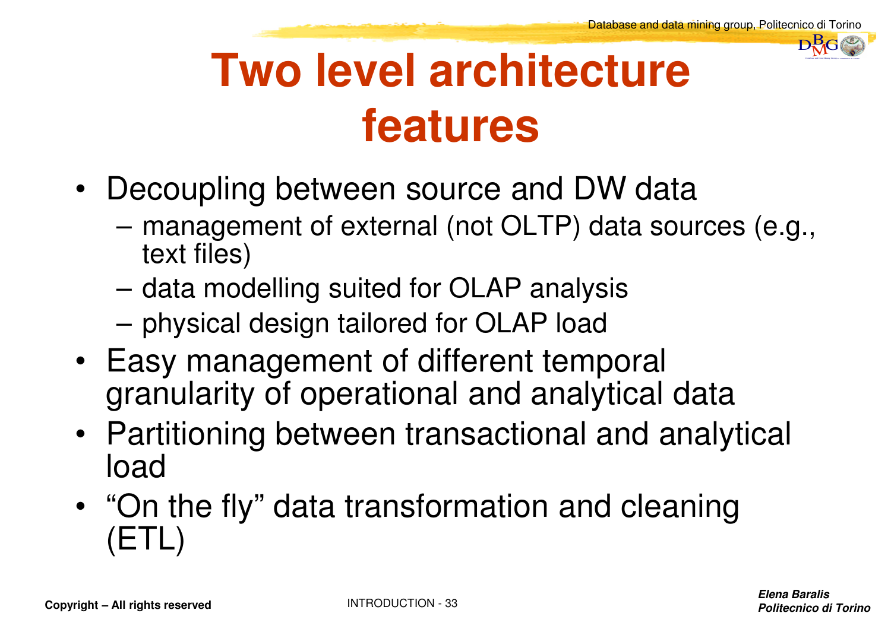# Two level architecture features

- Decoupling between source and DW data
  - management of external (not OLTP) data sources (e.g., text files)
  - data modelling suited for OLAP analysis
  - physical design tailored for OLAP load
- Easy management of different temporal granularity of operational and analytical data
- Partitioning between transactional and analytical load
- “On the fly” data transformation and cleaning (ETL)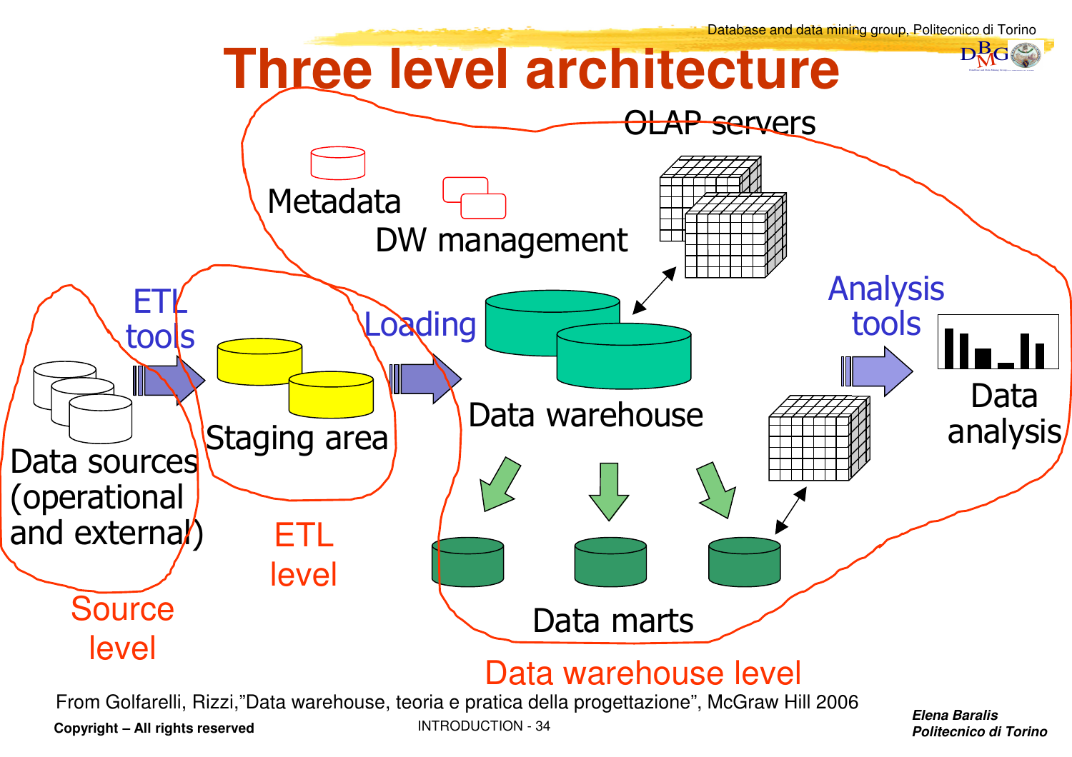# Three level architecture

Metadata

DW management

OLAP servers

ETL tools

Loading

Analysis tools

Data sources (operational and external)

Staging area

Data warehouse

Data analysis

Data marts

Source level

ETL level

Data warehouse level

From Golfarelli, Rizzi,"Data warehouse, teoria e pratica della progettazione", McGraw Hill 2006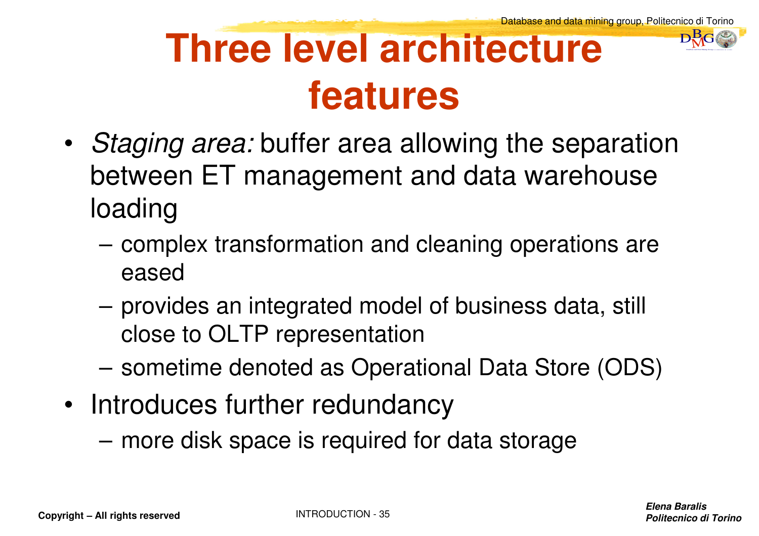# Three level architecture features

- *Staging area:* buffer area allowing the separation between ET management and data warehouse loading
  - complex transformation and cleaning operations are eased
  - provides an integrated model of business data, still close to OLTP representation
  - sometime denoted as Operational Data Store (ODS)
- Introduces further redundancy
  - more disk space is required for data storage